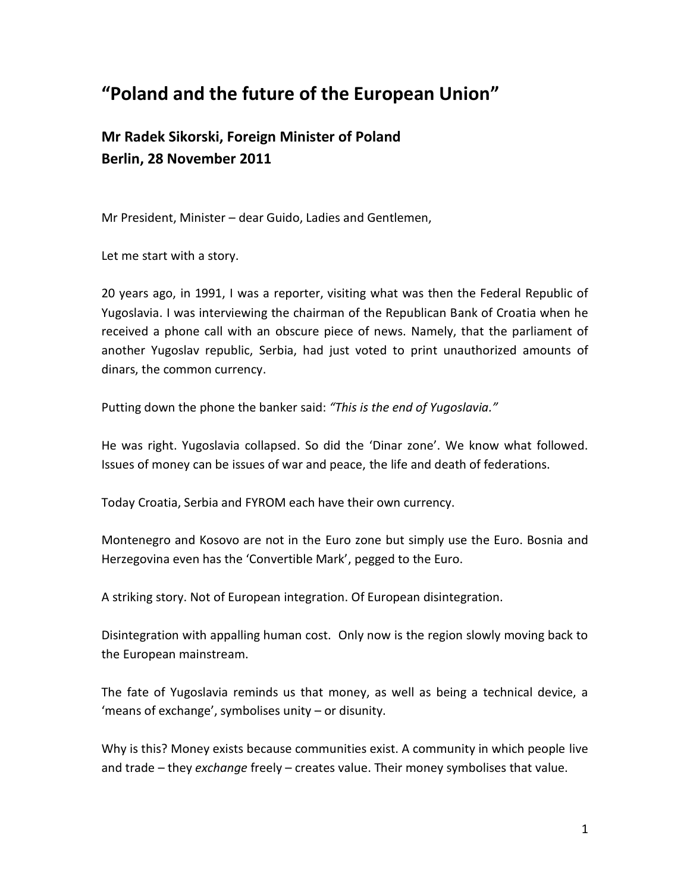# "Poland and the future of the European Union"

## Mr Radek Sikorski, Foreign Minister of Poland
## Berlin, 28 November 2011

Mr President, Minister – dear Guido, Ladies and Gentlemen,

Let me start with a story.

20 years ago, in 1991, I was a reporter, visiting what was then the Federal Republic of Yugoslavia. I was interviewing the chairman of the Republican Bank of Croatia when he received a phone call with an obscure piece of news. Namely, that the parliament of another Yugoslav republic, Serbia, had just voted to print unauthorized amounts of dinars, the common currency.

Putting down the phone the banker said: *"This is the end of Yugoslavia."*

He was right. Yugoslavia collapsed. So did the 'Dinar zone'. We know what followed. Issues of money can be issues of war and peace, the life and death of federations.

Today Croatia, Serbia and FYROM each have their own currency.

Montenegro and Kosovo are not in the Euro zone but simply use the Euro. Bosnia and Herzegovina even has the 'Convertible Mark', pegged to the Euro.

A striking story. Not of European integration. Of European disintegration.

Disintegration with appalling human cost. Only now is the region slowly moving back to the European mainstream.

The fate of Yugoslavia reminds us that money, as well as being a technical device, a 'means of exchange', symbolises unity – or disunity.

Why is this? Money exists because communities exist. A community in which people live and trade – they *exchange* freely – creates value. Their money symbolises that value.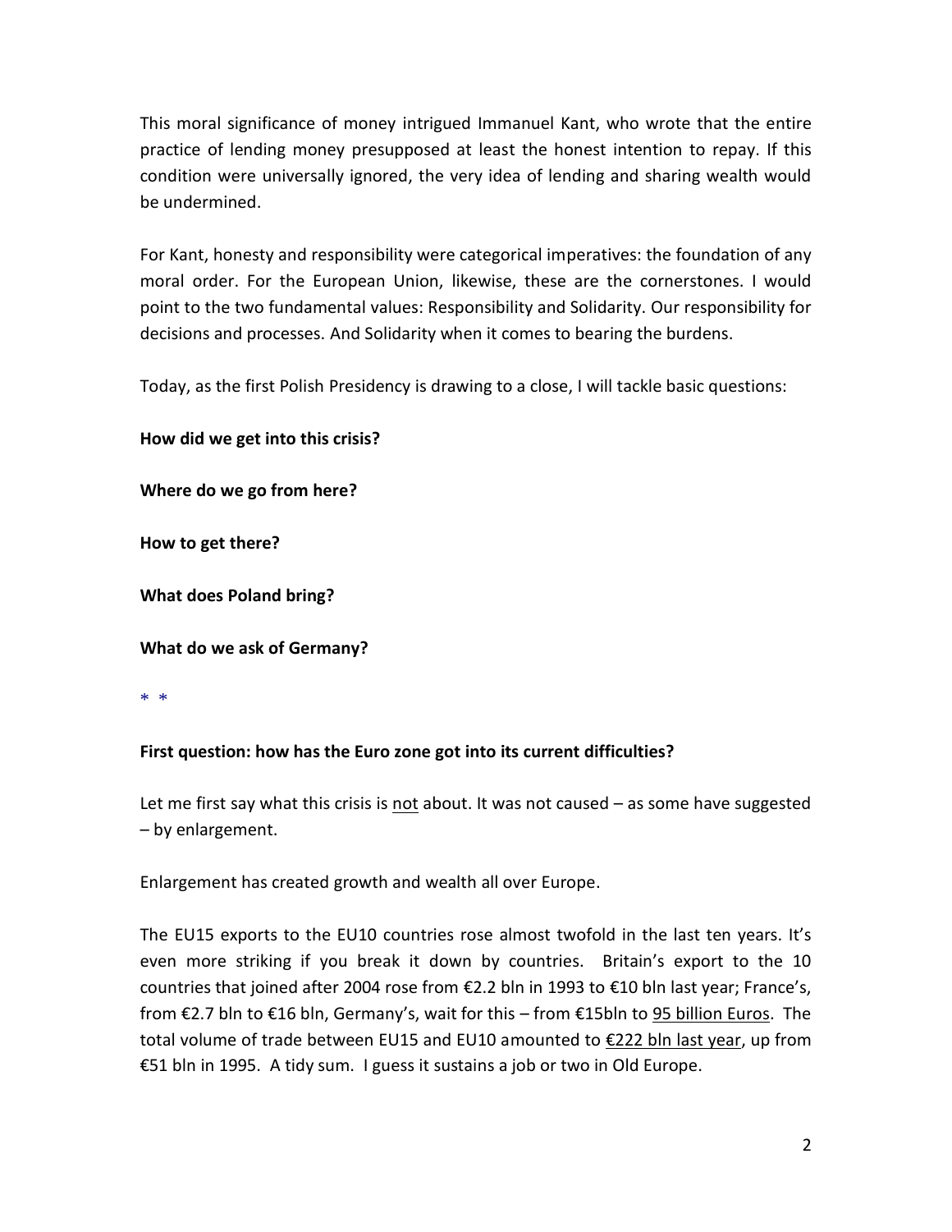This moral significance of money intrigued Immanuel Kant, who wrote that the entire practice of lending money presupposed at least the honest intention to repay. If this condition were universally ignored, the very idea of lending and sharing wealth would be undermined.

For Kant, honesty and responsibility were categorical imperatives: the foundation of any moral order. For the European Union, likewise, these are the cornerstones. I would point to the two fundamental values: Responsibility and Solidarity. Our responsibility for decisions and processes. And Solidarity when it comes to bearing the burdens.

Today, as the first Polish Presidency is drawing to a close, I will tackle basic questions:

**How did we get into this crisis?**

**Where do we go from here?**

**How to get there?**

**What does Poland bring?**

**What do we ask of Germany?**

\* \*

**First question: how has the Euro zone got into its current difficulties?**

Let me first say what this crisis is <u>not</u> about. It was not caused – as some have suggested – by enlargement.

Enlargement has created growth and wealth all over Europe.

The EU15 exports to the EU10 countries rose almost twofold in the last ten years. It's even more striking if you break it down by countries. Britain's export to the 10 countries that joined after 2004 rose from €2.2 bln in 1993 to €10 bln last year; France's, from €2.7 bln to €16 bln, Germany's, wait for this – from €15bln to <u>95 billion Euros</u>. The total volume of trade between EU15 and EU10 amounted to <u>€222 bln last year</u>, up from €51 bln in 1995. A tidy sum. I guess it sustains a job or two in Old Europe.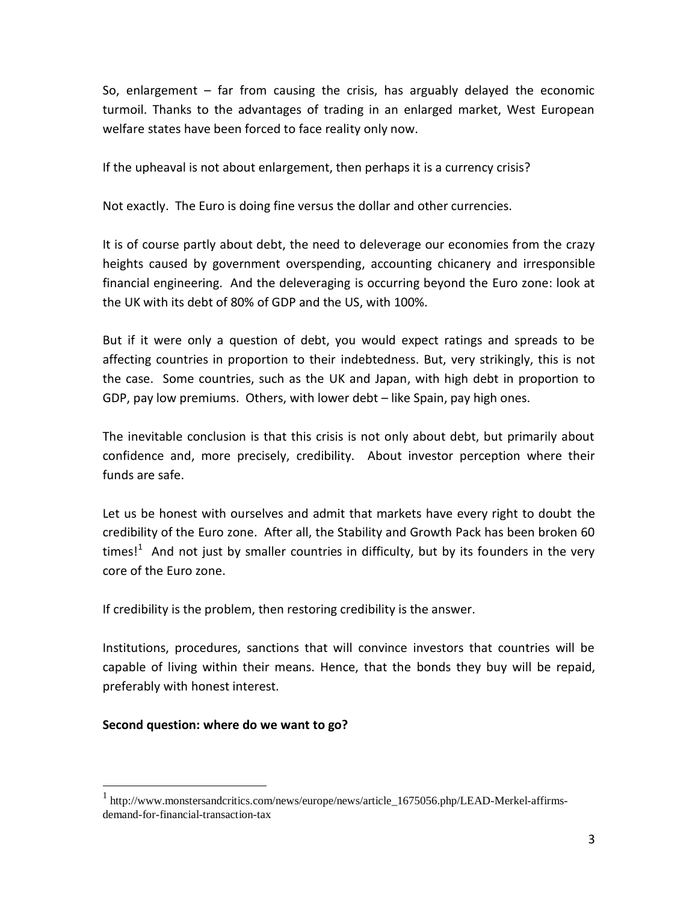So, enlargement – far from causing the crisis, has arguably delayed the economic turmoil. Thanks to the advantages of trading in an enlarged market, West European welfare states have been forced to face reality only now.

If the upheaval is not about enlargement, then perhaps it is a currency crisis?

Not exactly. The Euro is doing fine versus the dollar and other currencies.

It is of course partly about debt, the need to deleverage our economies from the crazy heights caused by government overspending, accounting chicanery and irresponsible financial engineering. And the deleveraging is occurring beyond the Euro zone: look at the UK with its debt of 80% of GDP and the US, with 100%.

But if it were only a question of debt, you would expect ratings and spreads to be affecting countries in proportion to their indebtedness. But, very strikingly, this is not the case. Some countries, such as the UK and Japan, with high debt in proportion to GDP, pay low premiums. Others, with lower debt – like Spain, pay high ones.

The inevitable conclusion is that this crisis is not only about debt, but primarily about confidence and, more precisely, credibility. About investor perception where their funds are safe.

Let us be honest with ourselves and admit that markets have every right to doubt the credibility of the Euro zone. After all, the Stability and Growth Pack has been broken 60 times![1] And not just by smaller countries in difficulty, but by its founders in the very core of the Euro zone.

If credibility is the problem, then restoring credibility is the answer.

Institutions, procedures, sanctions that will convince investors that countries will be capable of living within their means. Hence, that the bonds they buy will be repaid, preferably with honest interest.

**Second question: where do we want to go?**

---

[1] http://www.monstersandcritics.com/news/europe/news/article_1675056.php/LEAD-Merkel-affirms-demand-for-financial-transaction-tax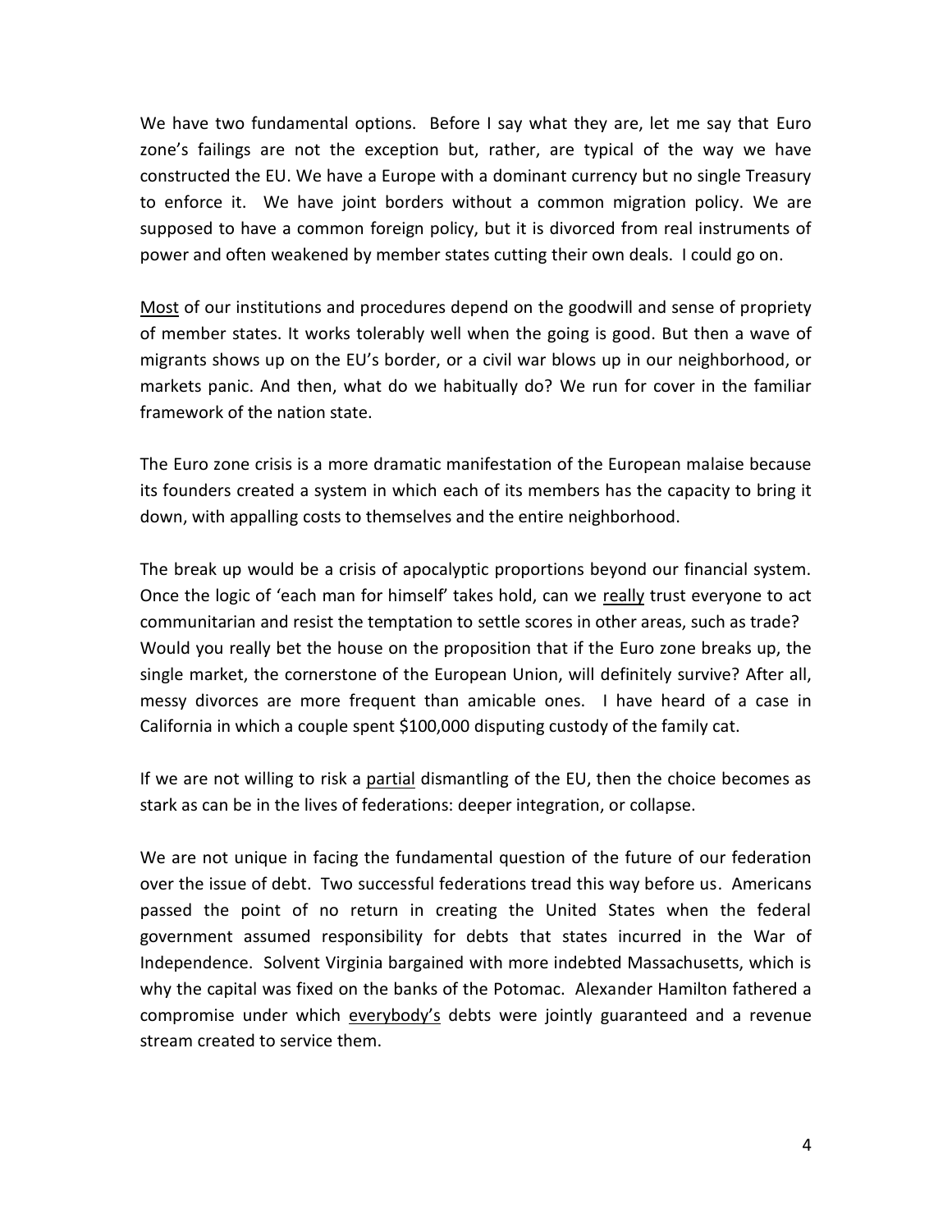We have two fundamental options. Before I say what they are, let me say that Euro zone's failings are not the exception but, rather, are typical of the way we have constructed the EU. We have a Europe with a dominant currency but no single Treasury to enforce it. We have joint borders without a common migration policy. We are supposed to have a common foreign policy, but it is divorced from real instruments of power and often weakened by member states cutting their own deals. I could go on.

<u>Most</u> of our institutions and procedures depend on the goodwill and sense of propriety of member states. It works tolerably well when the going is good. But then a wave of migrants shows up on the EU's border, or a civil war blows up in our neighborhood, or markets panic. And then, what do we habitually do? We run for cover in the familiar framework of the nation state.

The Euro zone crisis is a more dramatic manifestation of the European malaise because its founders created a system in which each of its members has the capacity to bring it down, with appalling costs to themselves and the entire neighborhood.

The break up would be a crisis of apocalyptic proportions beyond our financial system. Once the logic of 'each man for himself' takes hold, can we <u>really</u> trust everyone to act communitarian and resist the temptation to settle scores in other areas, such as trade? Would you really bet the house on the proposition that if the Euro zone breaks up, the single market, the cornerstone of the European Union, will definitely survive? After all, messy divorces are more frequent than amicable ones. I have heard of a case in California in which a couple spent $100,000 disputing custody of the family cat.

If we are not willing to risk a <u>partial</u> dismantling of the EU, then the choice becomes as stark as can be in the lives of federations: deeper integration, or collapse.

We are not unique in facing the fundamental question of the future of our federation over the issue of debt. Two successful federations tread this way before us. Americans passed the point of no return in creating the United States when the federal government assumed responsibility for debts that states incurred in the War of Independence. Solvent Virginia bargained with more indebted Massachusetts, which is why the capital was fixed on the banks of the Potomac. Alexander Hamilton fathered a compromise under which <u>everybody's</u> debts were jointly guaranteed and a revenue stream created to service them.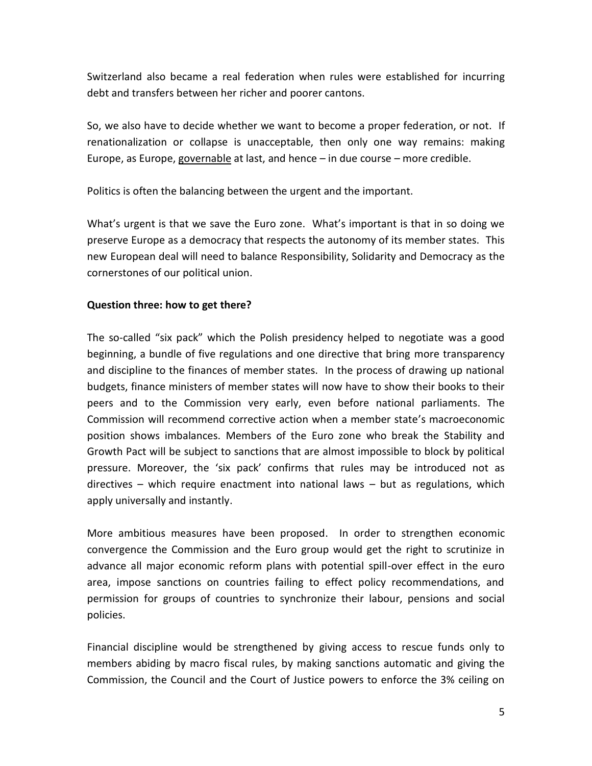Switzerland also became a real federation when rules were established for incurring debt and transfers between her richer and poorer cantons.

So, we also have to decide whether we want to become a proper federation, or not. If renationalization or collapse is unacceptable, then only one way remains: making Europe, as Europe, <u>governable</u> at last, and hence – in due course – more credible.

Politics is often the balancing between the urgent and the important.

What's urgent is that we save the Euro zone. What's important is that in so doing we preserve Europe as a democracy that respects the autonomy of its member states. This new European deal will need to balance Responsibility, Solidarity and Democracy as the cornerstones of our political union.

**Question three: how to get there?**

The so-called "six pack" which the Polish presidency helped to negotiate was a good beginning, a bundle of five regulations and one directive that bring more transparency and discipline to the finances of member states. In the process of drawing up national budgets, finance ministers of member states will now have to show their books to their peers and to the Commission very early, even before national parliaments. The Commission will recommend corrective action when a member state's macroeconomic position shows imbalances. Members of the Euro zone who break the Stability and Growth Pact will be subject to sanctions that are almost impossible to block by political pressure. Moreover, the 'six pack' confirms that rules may be introduced not as directives – which require enactment into national laws – but as regulations, which apply universally and instantly.

More ambitious measures have been proposed. In order to strengthen economic convergence the Commission and the Euro group would get the right to scrutinize in advance all major economic reform plans with potential spill-over effect in the euro area, impose sanctions on countries failing to effect policy recommendations, and permission for groups of countries to synchronize their labour, pensions and social policies.

Financial discipline would be strengthened by giving access to rescue funds only to members abiding by macro fiscal rules, by making sanctions automatic and giving the Commission, the Council and the Court of Justice powers to enforce the 3% ceiling on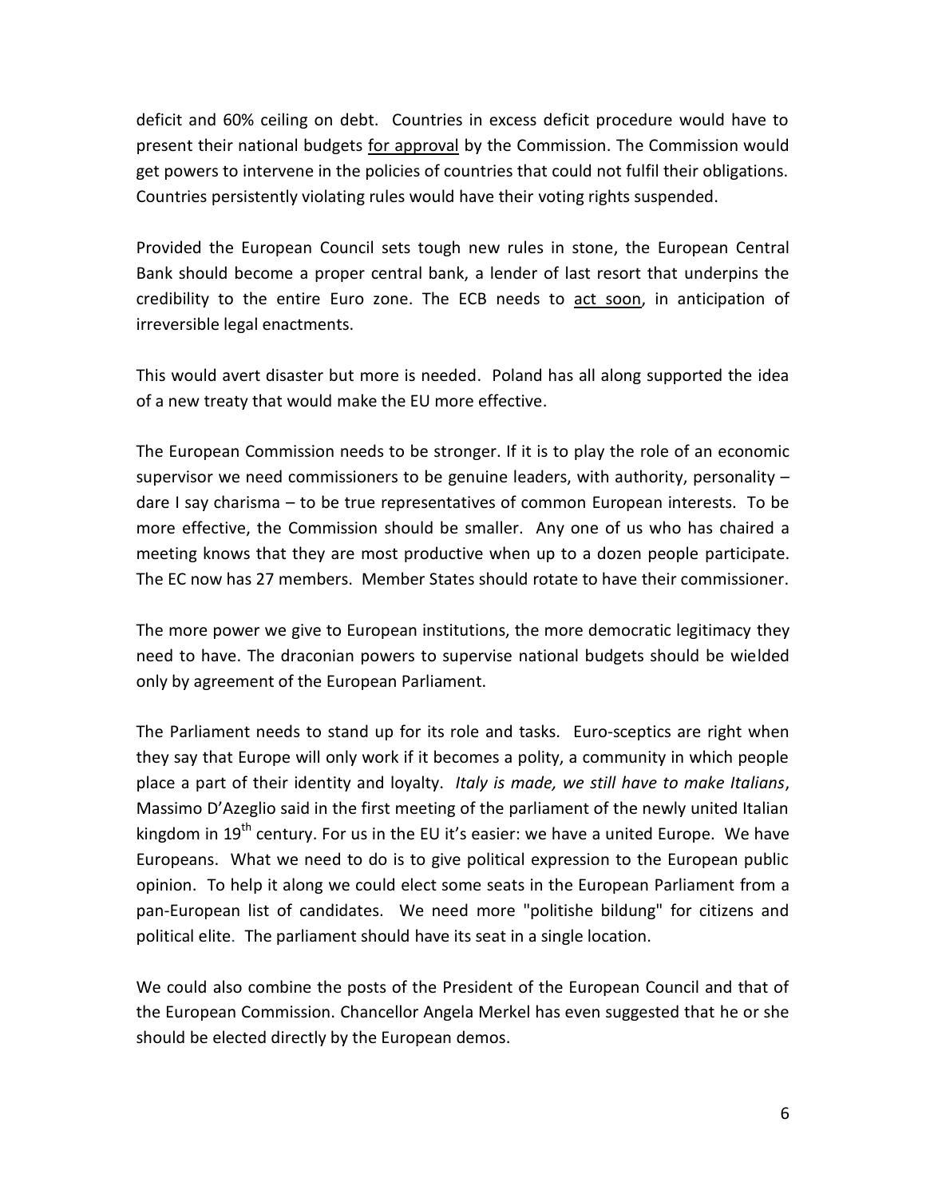deficit and 60% ceiling on debt. Countries in excess deficit procedure would have to present their national budgets <u>for approval</u> by the Commission. The Commission would get powers to intervene in the policies of countries that could not fulfil their obligations. Countries persistently violating rules would have their voting rights suspended.

Provided the European Council sets tough new rules in stone, the European Central Bank should become a proper central bank, a lender of last resort that underpins the credibility to the entire Euro zone. The ECB needs to <u>act soon</u>, in anticipation of irreversible legal enactments.

This would avert disaster but more is needed. Poland has all along supported the idea of a new treaty that would make the EU more effective.

The European Commission needs to be stronger. If it is to play the role of an economic supervisor we need commissioners to be genuine leaders, with authority, personality – dare I say charisma – to be true representatives of common European interests. To be more effective, the Commission should be smaller. Any one of us who has chaired a meeting knows that they are most productive when up to a dozen people participate. The EC now has 27 members. Member States should rotate to have their commissioner.

The more power we give to European institutions, the more democratic legitimacy they need to have. The draconian powers to supervise national budgets should be wielded only by agreement of the European Parliament.

The Parliament needs to stand up for its role and tasks. Euro-sceptics are right when they say that Europe will only work if it becomes a polity, a community in which people place a part of their identity and loyalty. *Italy is made, we still have to make Italians*, Massimo D'Azeglio said in the first meeting of the parliament of the newly united Italian kingdom in 19th century. For us in the EU it's easier: we have a united Europe. We have Europeans. What we need to do is to give political expression to the European public opinion. To help it along we could elect some seats in the European Parliament from a pan-European list of candidates. We need more "politishe bildung" for citizens and political elite. The parliament should have its seat in a single location.

We could also combine the posts of the President of the European Council and that of the European Commission. Chancellor Angela Merkel has even suggested that he or she should be elected directly by the European demos.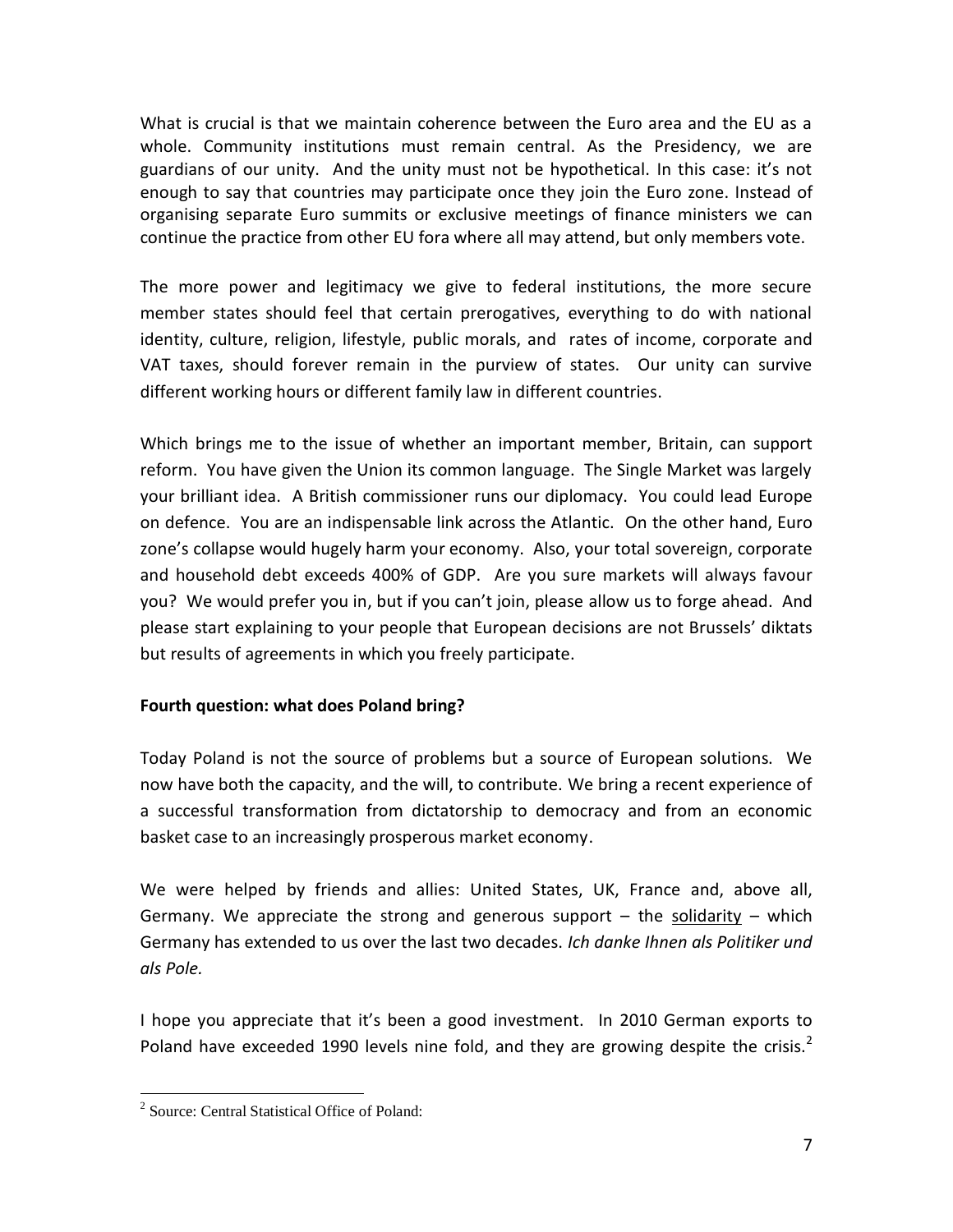What is crucial is that we maintain coherence between the Euro area and the EU as a whole. Community institutions must remain central. As the Presidency, we are guardians of our unity. And the unity must not be hypothetical. In this case: it's not enough to say that countries may participate once they join the Euro zone. Instead of organising separate Euro summits or exclusive meetings of finance ministers we can continue the practice from other EU fora where all may attend, but only members vote.

The more power and legitimacy we give to federal institutions, the more secure member states should feel that certain prerogatives, everything to do with national identity, culture, religion, lifestyle, public morals, and rates of income, corporate and VAT taxes, should forever remain in the purview of states. Our unity can survive different working hours or different family law in different countries.

Which brings me to the issue of whether an important member, Britain, can support reform. You have given the Union its common language. The Single Market was largely your brilliant idea. A British commissioner runs our diplomacy. You could lead Europe on defence. You are an indispensable link across the Atlantic. On the other hand, Euro zone's collapse would hugely harm your economy. Also, your total sovereign, corporate and household debt exceeds 400% of GDP. Are you sure markets will always favour you? We would prefer you in, but if you can't join, please allow us to forge ahead. And please start explaining to your people that European decisions are not Brussels' diktats but results of agreements in which you freely participate.

**Fourth question: what does Poland bring?**

Today Poland is not the source of problems but a source of European solutions. We now have both the capacity, and the will, to contribute. We bring a recent experience of a successful transformation from dictatorship to democracy and from an economic basket case to an increasingly prosperous market economy.

We were helped by friends and allies: United States, UK, France and, above all, Germany. We appreciate the strong and generous support – the <u>solidarity</u> – which Germany has extended to us over the last two decades. *Ich danke Ihnen als Politiker und als Pole.*

I hope you appreciate that it's been a good investment. In 2010 German exports to Poland have exceeded 1990 levels nine fold, and they are growing despite the crisis.[2]

[2] Source: Central Statistical Office of Poland: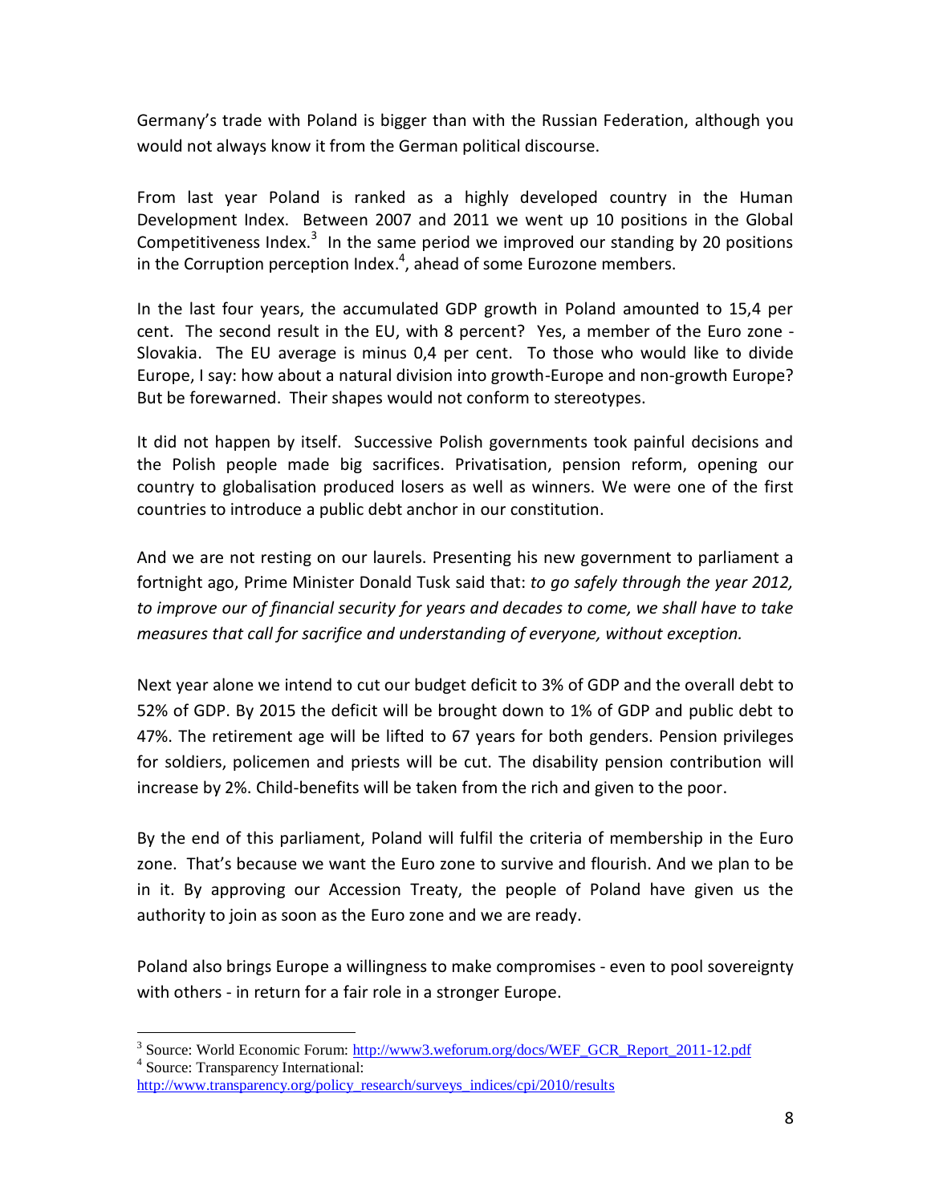Germany's trade with Poland is bigger than with the Russian Federation, although you would not always know it from the German political discourse.

From last year Poland is ranked as a highly developed country in the Human Development Index. Between 2007 and 2011 we went up 10 positions in the Global Competitiveness Index.[3] In the same period we improved our standing by 20 positions in the Corruption perception Index.[4], ahead of some Eurozone members.

In the last four years, the accumulated GDP growth in Poland amounted to 15,4 per cent. The second result in the EU, with 8 percent? Yes, a member of the Euro zone - Slovakia. The EU average is minus 0,4 per cent. To those who would like to divide Europe, I say: how about a natural division into growth-Europe and non-growth Europe? But be forewarned. Their shapes would not conform to stereotypes.

It did not happen by itself. Successive Polish governments took painful decisions and the Polish people made big sacrifices. Privatisation, pension reform, opening our country to globalisation produced losers as well as winners. We were one of the first countries to introduce a public debt anchor in our constitution.

And we are not resting on our laurels. Presenting his new government to parliament a fortnight ago, Prime Minister Donald Tusk said that: *to go safely through the year 2012, to improve our of financial security for years and decades to come, we shall have to take measures that call for sacrifice and understanding of everyone, without exception.*

Next year alone we intend to cut our budget deficit to 3% of GDP and the overall debt to 52% of GDP. By 2015 the deficit will be brought down to 1% of GDP and public debt to 47%. The retirement age will be lifted to 67 years for both genders. Pension privileges for soldiers, policemen and priests will be cut. The disability pension contribution will increase by 2%. Child-benefits will be taken from the rich and given to the poor.

By the end of this parliament, Poland will fulfil the criteria of membership in the Euro zone. That's because we want the Euro zone to survive and flourish. And we plan to be in it. By approving our Accession Treaty, the people of Poland have given us the authority to join as soon as the Euro zone and we are ready.

Poland also brings Europe a willingness to make compromises - even to pool sovereignty with others - in return for a fair role in a stronger Europe.

---

[3] Source: World Economic Forum: http://www3.weforum.org/docs/WEF_GCR_Report_2011-12.pdf

[4] Source: Transparency International: http://www.transparency.org/policy_research/surveys_indices/cpi/2010/results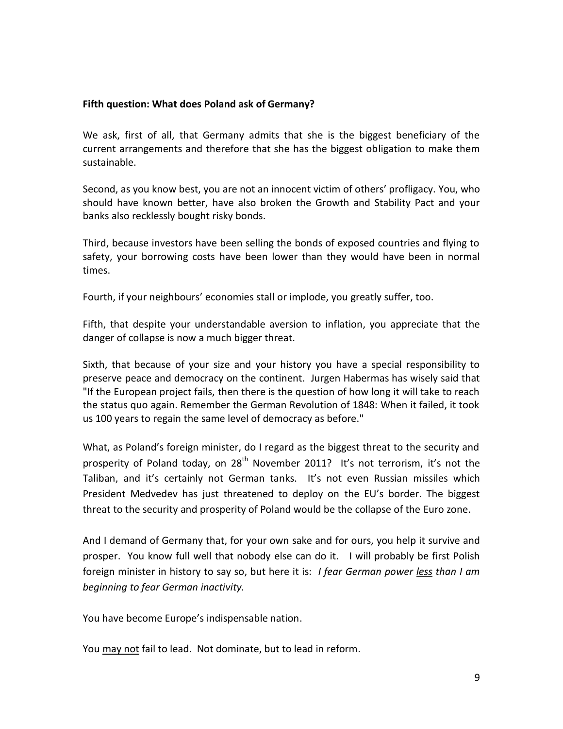**Fifth question: What does Poland ask of Germany?**

We ask, first of all, that Germany admits that she is the biggest beneficiary of the current arrangements and therefore that she has the biggest obligation to make them sustainable.

Second, as you know best, you are not an innocent victim of others' profligacy. You, who should have known better, have also broken the Growth and Stability Pact and your banks also recklessly bought risky bonds.

Third, because investors have been selling the bonds of exposed countries and flying to safety, your borrowing costs have been lower than they would have been in normal times.

Fourth, if your neighbours' economies stall or implode, you greatly suffer, too.

Fifth, that despite your understandable aversion to inflation, you appreciate that the danger of collapse is now a much bigger threat.

Sixth, that because of your size and your history you have a special responsibility to preserve peace and democracy on the continent. Jurgen Habermas has wisely said that "If the European project fails, then there is the question of how long it will take to reach the status quo again. Remember the German Revolution of 1848: When it failed, it took us 100 years to regain the same level of democracy as before."

What, as Poland's foreign minister, do I regard as the biggest threat to the security and prosperity of Poland today, on 28th November 2011? It's not terrorism, it's not the Taliban, and it's certainly not German tanks. It's not even Russian missiles which President Medvedev has just threatened to deploy on the EU's border. The biggest threat to the security and prosperity of Poland would be the collapse of the Euro zone.

And I demand of Germany that, for your own sake and for ours, you help it survive and prosper. You know full well that nobody else can do it. I will probably be first Polish foreign minister in history to say so, but here it is: *I fear German power <u>less</u> than I am beginning to fear German inactivity.*

You have become Europe's indispensable nation.

You <u>may not</u> fail to lead. Not dominate, but to lead in reform.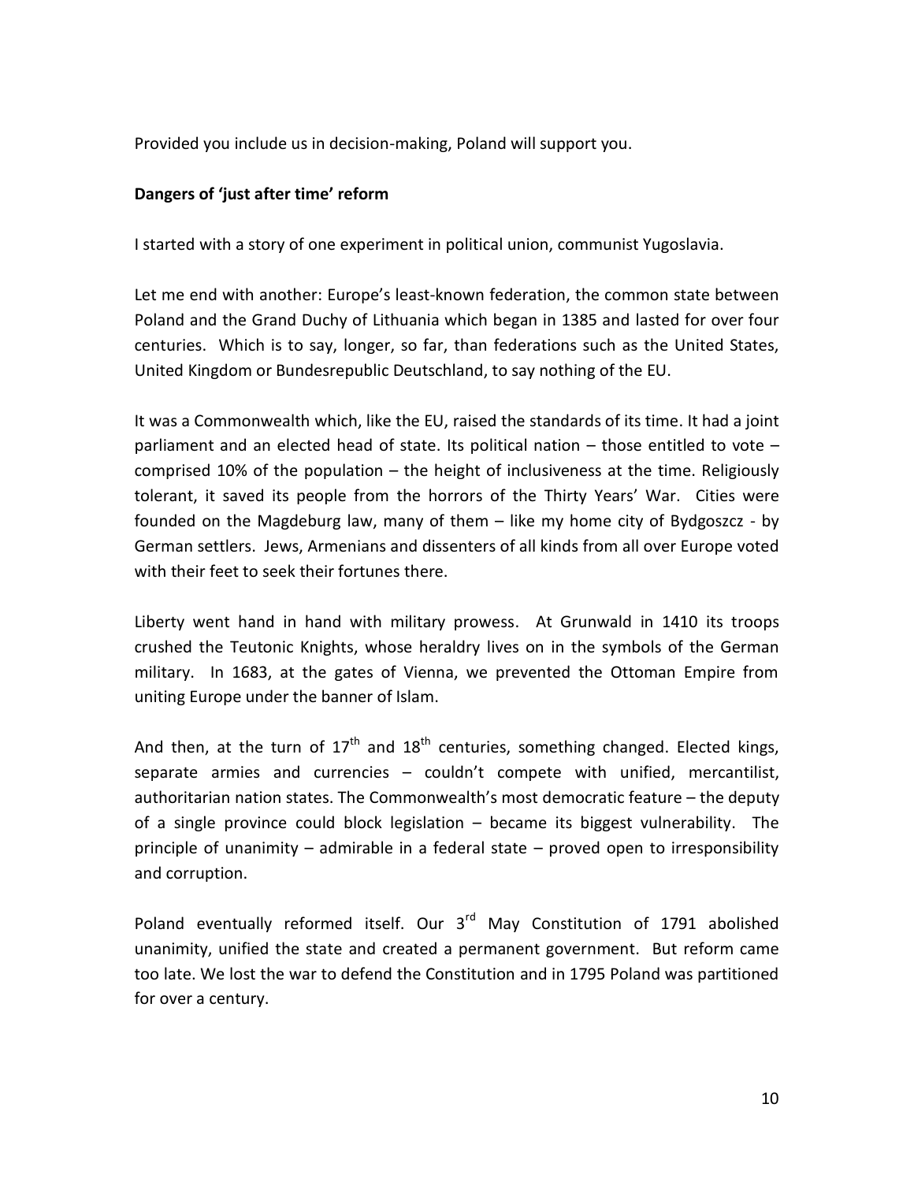Provided you include us in decision-making, Poland will support you.

**Dangers of 'just after time' reform**

I started with a story of one experiment in political union, communist Yugoslavia.

Let me end with another: Europe's least-known federation, the common state between Poland and the Grand Duchy of Lithuania which began in 1385 and lasted for over four centuries. Which is to say, longer, so far, than federations such as the United States, United Kingdom or Bundesrepublic Deutschland, to say nothing of the EU.

It was a Commonwealth which, like the EU, raised the standards of its time. It had a joint parliament and an elected head of state. Its political nation – those entitled to vote – comprised 10% of the population – the height of inclusiveness at the time. Religiously tolerant, it saved its people from the horrors of the Thirty Years' War. Cities were founded on the Magdeburg law, many of them – like my home city of Bydgoszcz - by German settlers. Jews, Armenians and dissenters of all kinds from all over Europe voted with their feet to seek their fortunes there.

Liberty went hand in hand with military prowess. At Grunwald in 1410 its troops crushed the Teutonic Knights, whose heraldry lives on in the symbols of the German military. In 1683, at the gates of Vienna, we prevented the Ottoman Empire from uniting Europe under the banner of Islam.

And then, at the turn of 17th and 18th centuries, something changed. Elected kings, separate armies and currencies – couldn't compete with unified, mercantilist, authoritarian nation states. The Commonwealth's most democratic feature – the deputy of a single province could block legislation – became its biggest vulnerability. The principle of unanimity – admirable in a federal state – proved open to irresponsibility and corruption.

Poland eventually reformed itself. Our 3rd May Constitution of 1791 abolished unanimity, unified the state and created a permanent government. But reform came too late. We lost the war to defend the Constitution and in 1795 Poland was partitioned for over a century.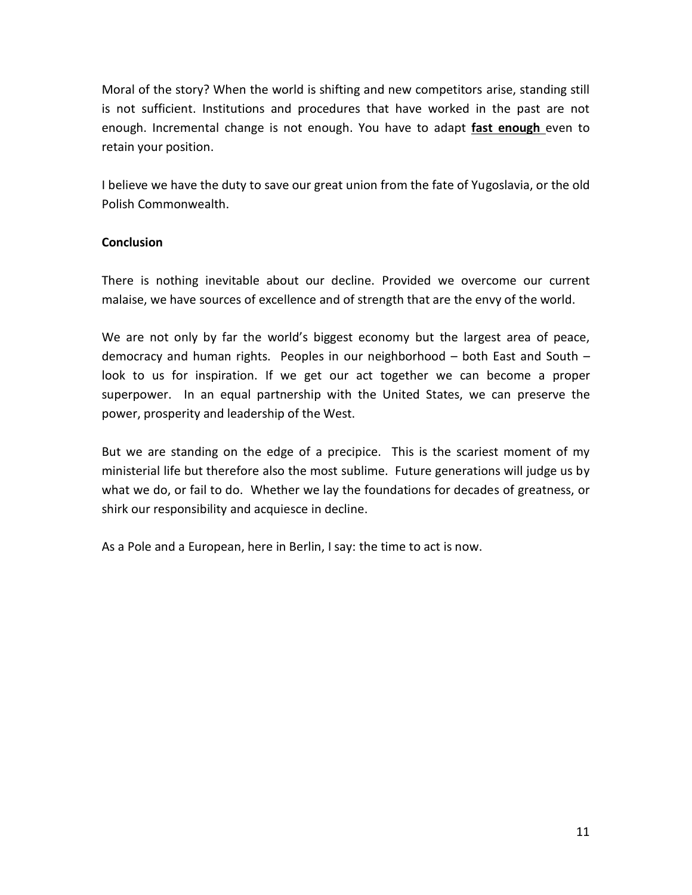Moral of the story? When the world is shifting and new competitors arise, standing still is not sufficient. Institutions and procedures that have worked in the past are not enough. Incremental change is not enough. You have to adapt **fast enough** even to retain your position.

I believe we have the duty to save our great union from the fate of Yugoslavia, or the old Polish Commonwealth.

**Conclusion**

There is nothing inevitable about our decline. Provided we overcome our current malaise, we have sources of excellence and of strength that are the envy of the world.

We are not only by far the world's biggest economy but the largest area of peace, democracy and human rights. Peoples in our neighborhood – both East and South – look to us for inspiration. If we get our act together we can become a proper superpower. In an equal partnership with the United States, we can preserve the power, prosperity and leadership of the West.

But we are standing on the edge of a precipice. This is the scariest moment of my ministerial life but therefore also the most sublime. Future generations will judge us by what we do, or fail to do. Whether we lay the foundations for decades of greatness, or shirk our responsibility and acquiesce in decline.

As a Pole and a European, here in Berlin, I say: the time to act is now.